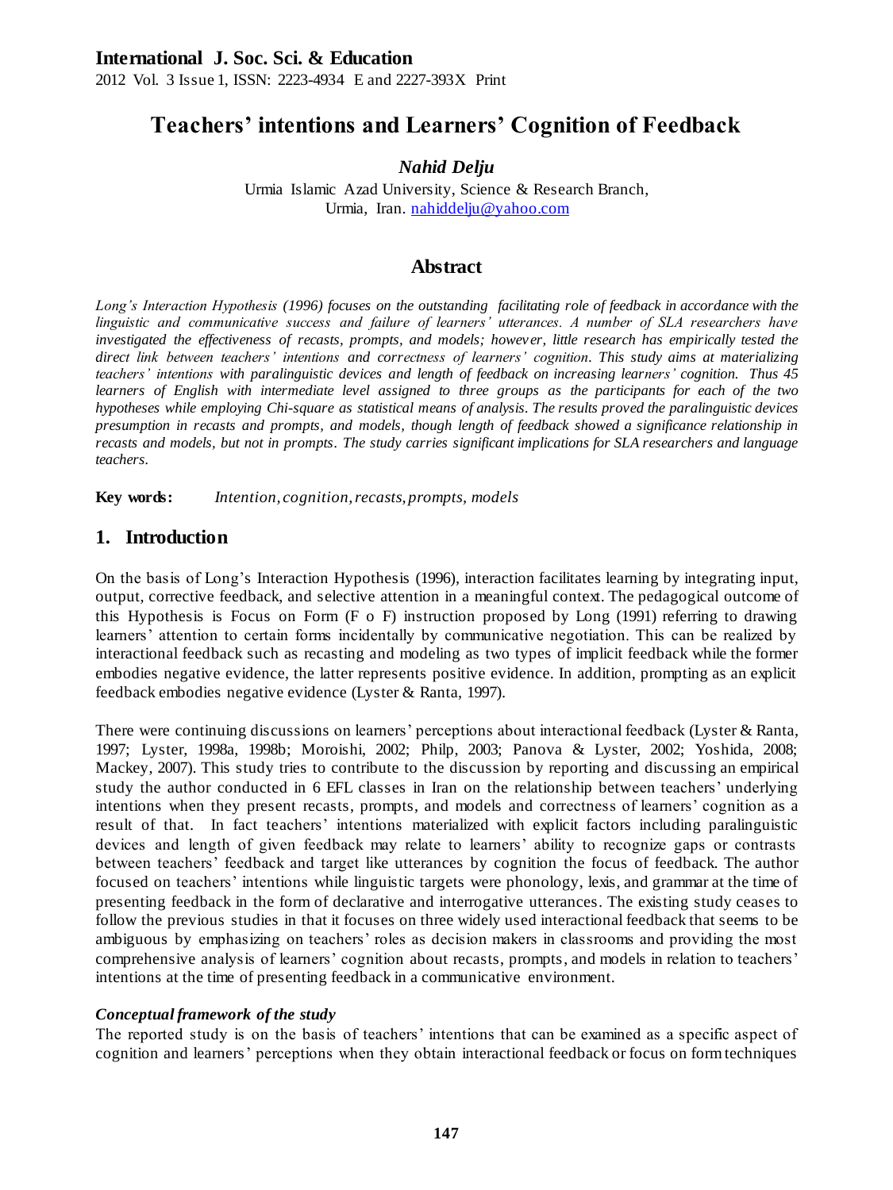# Teachers' intentions and Learners' Cognition of Feedback

***Nahid Delju***

Urmia Islamic Azad University, Science & Research Branch,
Urmia, Iran. nahiddelju@yahoo.com

## Abstract

*Long's Interaction Hypothesis (1996) focuses on the outstanding facilitating role of feedback in accordance with the linguistic and communicative success and failure of learners' utterances. A number of SLA researchers have investigated the effectiveness of recasts, prompts, and models; however, little research has empirically tested the direct link between teachers' intentions and correctness of learners' cognition. This study aims at materializing teachers' intentions with paralinguistic devices and length of feedback on increasing learners' cognition. Thus 45 learners of English with intermediate level assigned to three groups as the participants for each of the two hypotheses while employing Chi-square as statistical means of analysis. The results proved the paralinguistic devices presumption in recasts and prompts, and models, though length of feedback showed a significance relationship in recasts and models, but not in prompts. The study carries significant implications for SLA researchers and language teachers.*

**Key words:** *Intention, cognition, recasts, prompts, models*

## 1. Introduction

On the basis of Long's Interaction Hypothesis (1996), interaction facilitates learning by integrating input, output, corrective feedback, and selective attention in a meaningful context. The pedagogical outcome of this Hypothesis is Focus on Form (F o F) instruction proposed by Long (1991) referring to drawing learners' attention to certain forms incidentally by communicative negotiation. This can be realized by interactional feedback such as recasting and modeling as two types of implicit feedback while the former embodies negative evidence, the latter represents positive evidence. In addition, prompting as an explicit feedback embodies negative evidence (Lyster & Ranta, 1997).

There were continuing discussions on learners' perceptions about interactional feedback (Lyster & Ranta, 1997; Lyster, 1998a, 1998b; Moroishi, 2002; Philp, 2003; Panova & Lyster, 2002; Yoshida, 2008; Mackey, 2007). This study tries to contribute to the discussion by reporting and discussing an empirical study the author conducted in 6 EFL classes in Iran on the relationship between teachers' underlying intentions when they present recasts, prompts, and models and correctness of learners' cognition as a result of that. In fact teachers' intentions materialized with explicit factors including paralinguistic devices and length of given feedback may relate to learners' ability to recognize gaps or contrasts between teachers' feedback and target like utterances by cognition the focus of feedback. The author focused on teachers' intentions while linguistic targets were phonology, lexis, and grammar at the time of presenting feedback in the form of declarative and interrogative utterances. The existing study ceases to follow the previous studies in that it focuses on three widely used interactional feedback that seems to be ambiguous by emphasizing on teachers' roles as decision makers in classrooms and providing the most comprehensive analysis of learners' cognition about recasts, prompts, and models in relation to teachers' intentions at the time of presenting feedback in a communicative environment.

***Conceptual framework of the study***

The reported study is on the basis of teachers' intentions that can be examined as a specific aspect of cognition and learners' perceptions when they obtain interactional feedback or focus on form techniques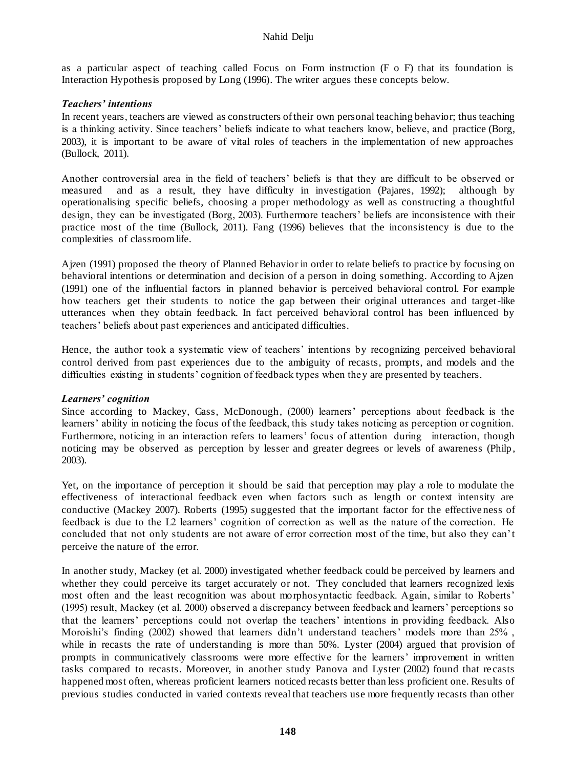as a particular aspect of teaching called Focus on Form instruction (F o F) that its foundation is Interaction Hypothesis proposed by Long (1996). The writer argues these concepts below.

### *Teachers' intentions*

In recent years, teachers are viewed as constructers of their own personal teaching behavior; thus teaching is a thinking activity. Since teachers' beliefs indicate to what teachers know, believe, and practice (Borg, 2003), it is important to be aware of vital roles of teachers in the implementation of new approaches (Bullock, 2011).

Another controversial area in the field of teachers' beliefs is that they are difficult to be observed or measured and as a result, they have difficulty in investigation (Pajares, 1992); although by operationalising specific beliefs, choosing a proper methodology as well as constructing a thoughtful design, they can be investigated (Borg, 2003). Furthermore teachers' beliefs are inconsistence with their practice most of the time (Bullock, 2011). Fang (1996) believes that the inconsistency is due to the complexities of classroom life.

Ajzen (1991) proposed the theory of Planned Behavior in order to relate beliefs to practice by focusing on behavioral intentions or determination and decision of a person in doing something. According to Ajzen (1991) one of the influential factors in planned behavior is perceived behavioral control. For example how teachers get their students to notice the gap between their original utterances and target-like utterances when they obtain feedback. In fact perceived behavioral control has been influenced by teachers' beliefs about past experiences and anticipated difficulties.

Hence, the author took a systematic view of teachers' intentions by recognizing perceived behavioral control derived from past experiences due to the ambiguity of recasts, prompts, and models and the difficulties existing in students' cognition of feedback types when they are presented by teachers.

### *Learners' cognition*

Since according to Mackey, Gass, McDonough, (2000) learners' perceptions about feedback is the learners' ability in noticing the focus of the feedback, this study takes noticing as perception or cognition. Furthermore, noticing in an interaction refers to learners' focus of attention during interaction, though noticing may be observed as perception by lesser and greater degrees or levels of awareness (Philp, 2003).

Yet, on the importance of perception it should be said that perception may play a role to modulate the effectiveness of interactional feedback even when factors such as length or context intensity are conductive (Mackey 2007). Roberts (1995) suggested that the important factor for the effectiveness of feedback is due to the L2 learners' cognition of correction as well as the nature of the correction. He concluded that not only students are not aware of error correction most of the time, but also they can't perceive the nature of the error.

In another study, Mackey (et al. 2000) investigated whether feedback could be perceived by learners and whether they could perceive its target accurately or not. They concluded that learners recognized lexis most often and the least recognition was about morphosyntactic feedback. Again, similar to Roberts' (1995) result, Mackey (et al. 2000) observed a discrepancy between feedback and learners' perceptions so that the learners' perceptions could not overlap the teachers' intentions in providing feedback. Also Moroishi's finding (2002) showed that learners didn't understand teachers' models more than 25% , while in recasts the rate of understanding is more than 50%. Lyster (2004) argued that provision of prompts in communicatively classrooms were more effective for the learners' improvement in written tasks compared to recasts. Moreover, in another study Panova and Lyster (2002) found that recasts happened most often, whereas proficient learners noticed recasts better than less proficient one. Results of previous studies conducted in varied contexts reveal that teachers use more frequently recasts than other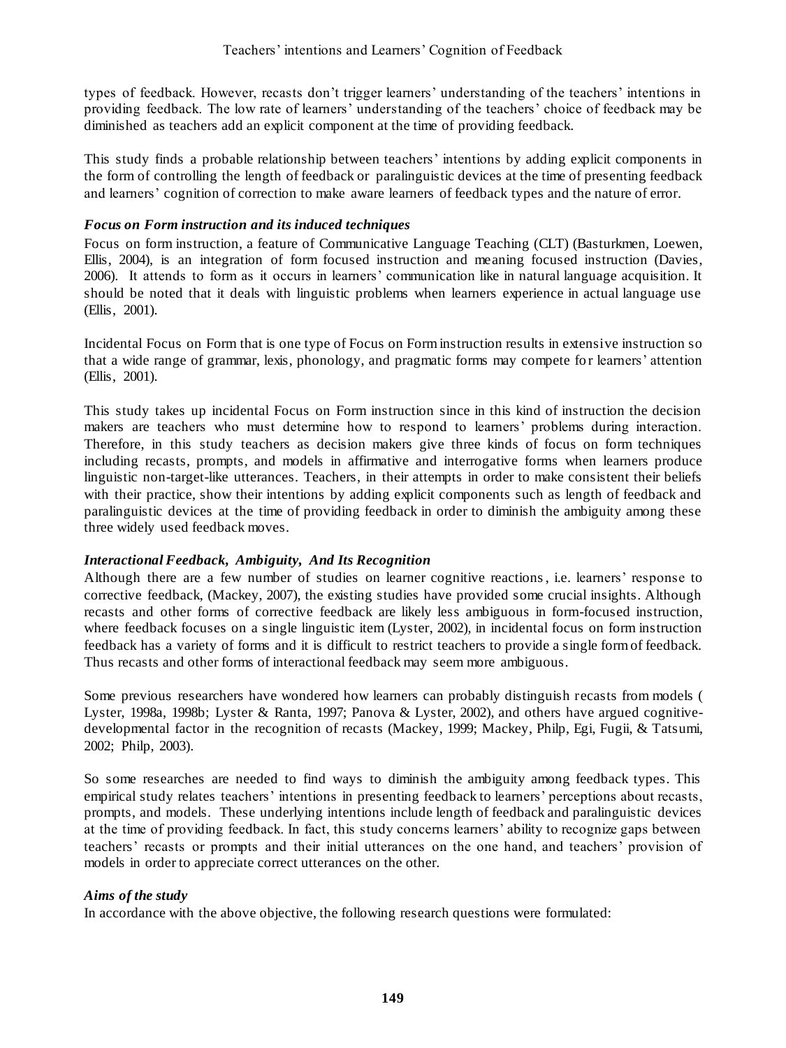types of feedback. However, recasts don't trigger learners' understanding of the teachers' intentions in providing feedback. The low rate of learners' understanding of the teachers' choice of feedback may be diminished as teachers add an explicit component at the time of providing feedback.

This study finds a probable relationship between teachers' intentions by adding explicit components in the form of controlling the length of feedback or paralinguistic devices at the time of presenting feedback and learners' cognition of correction to make aware learners of feedback types and the nature of error.

### *Focus on Form instruction and its induced techniques*

Focus on form instruction, a feature of Communicative Language Teaching (CLT) (Basturkmen, Loewen, Ellis, 2004), is an integration of form focused instruction and meaning focused instruction (Davies, 2006). It attends to form as it occurs in learners' communication like in natural language acquisition. It should be noted that it deals with linguistic problems when learners experience in actual language use (Ellis, 2001).

Incidental Focus on Form that is one type of Focus on Form instruction results in extensive instruction so that a wide range of grammar, lexis, phonology, and pragmatic forms may compete for learners' attention (Ellis, 2001).

This study takes up incidental Focus on Form instruction since in this kind of instruction the decision makers are teachers who must determine how to respond to learners' problems during interaction. Therefore, in this study teachers as decision makers give three kinds of focus on form techniques including recasts, prompts, and models in affirmative and interrogative forms when learners produce linguistic non-target-like utterances. Teachers, in their attempts in order to make consistent their beliefs with their practice, show their intentions by adding explicit components such as length of feedback and paralinguistic devices at the time of providing feedback in order to diminish the ambiguity among these three widely used feedback moves.

### *Interactional Feedback, Ambiguity, And Its Recognition*

Although there are a few number of studies on learner cognitive reactions, i.e. learners' response to corrective feedback, (Mackey, 2007), the existing studies have provided some crucial insights. Although recasts and other forms of corrective feedback are likely less ambiguous in form-focused instruction, where feedback focuses on a single linguistic item (Lyster, 2002), in incidental focus on form instruction feedback has a variety of forms and it is difficult to restrict teachers to provide a single form of feedback. Thus recasts and other forms of interactional feedback may seem more ambiguous.

Some previous researchers have wondered how learners can probably distinguish recasts from models ( Lyster, 1998a, 1998b; Lyster & Ranta, 1997; Panova & Lyster, 2002), and others have argued cognitive-developmental factor in the recognition of recasts (Mackey, 1999; Mackey, Philp, Egi, Fugii, & Tatsumi, 2002; Philp, 2003).

So some researches are needed to find ways to diminish the ambiguity among feedback types. This empirical study relates teachers' intentions in presenting feedback to learners' perceptions about recasts, prompts, and models. These underlying intentions include length of feedback and paralinguistic devices at the time of providing feedback. In fact, this study concerns learners' ability to recognize gaps between teachers' recasts or prompts and their initial utterances on the one hand, and teachers' provision of models in order to appreciate correct utterances on the other.

### *Aims of the study*

In accordance with the above objective, the following research questions were formulated: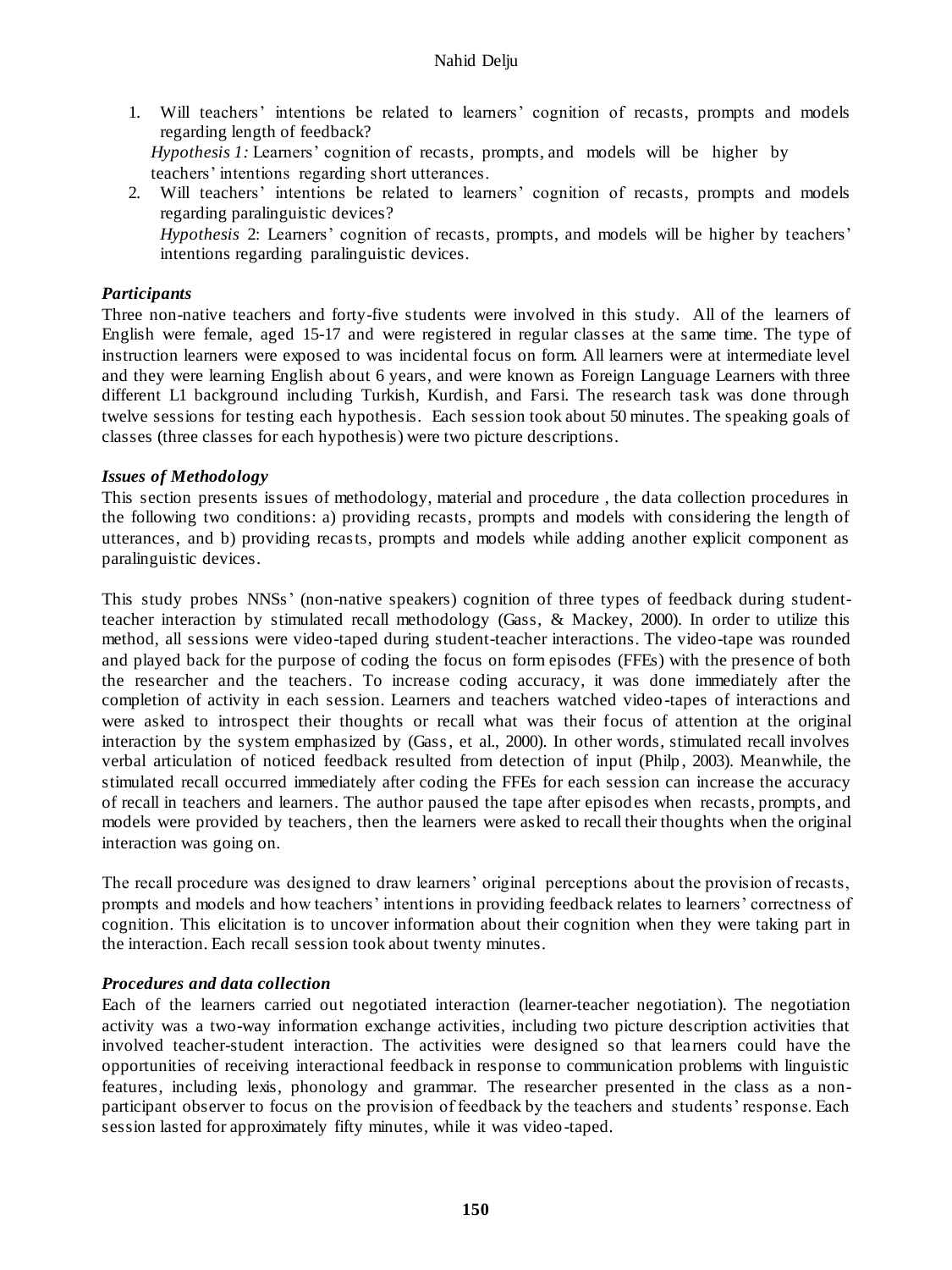1. Will teachers' intentions be related to learners' cognition of recasts, prompts and models regarding length of feedback?

   *Hypothesis 1:* Learners' cognition of recasts, prompts, and models will be higher by teachers' intentions regarding short utterances.

2. Will teachers' intentions be related to learners' cognition of recasts, prompts and models regarding paralinguistic devices?

   *Hypothesis* 2: Learners' cognition of recasts, prompts, and models will be higher by teachers' intentions regarding paralinguistic devices.

### *Participants*

Three non-native teachers and forty-five students were involved in this study. All of the learners of English were female, aged 15-17 and were registered in regular classes at the same time. The type of instruction learners were exposed to was incidental focus on form. All learners were at intermediate level and they were learning English about 6 years, and were known as Foreign Language Learners with three different L1 background including Turkish, Kurdish, and Farsi. The research task was done through twelve sessions for testing each hypothesis. Each session took about 50 minutes. The speaking goals of classes (three classes for each hypothesis) were two picture descriptions.

### *Issues of Methodology*

This section presents issues of methodology, material and procedure , the data collection procedures in the following two conditions: a) providing recasts, prompts and models with considering the length of utterances, and b) providing recasts, prompts and models while adding another explicit component as paralinguistic devices.

This study probes NNSs' (non-native speakers) cognition of three types of feedback during student-teacher interaction by stimulated recall methodology (Gass, & Mackey, 2000). In order to utilize this method, all sessions were video-taped during student-teacher interactions. The video-tape was rounded and played back for the purpose of coding the focus on form episodes (FFEs) with the presence of both the researcher and the teachers. To increase coding accuracy, it was done immediately after the completion of activity in each session. Learners and teachers watched video-tapes of interactions and were asked to introspect their thoughts or recall what was their focus of attention at the original interaction by the system emphasized by (Gass, et al., 2000). In other words, stimulated recall involves verbal articulation of noticed feedback resulted from detection of input (Philp, 2003). Meanwhile, the stimulated recall occurred immediately after coding the FFEs for each session can increase the accuracy of recall in teachers and learners. The author paused the tape after episodes when recasts, prompts, and models were provided by teachers, then the learners were asked to recall their thoughts when the original interaction was going on.

The recall procedure was designed to draw learners' original perceptions about the provision of recasts, prompts and models and how teachers' intentions in providing feedback relates to learners' correctness of cognition. This elicitation is to uncover information about their cognition when they were taking part in the interaction. Each recall session took about twenty minutes.

### *Procedures and data collection*

Each of the learners carried out negotiated interaction (learner-teacher negotiation). The negotiation activity was a two-way information exchange activities, including two picture description activities that involved teacher-student interaction. The activities were designed so that learners could have the opportunities of receiving interactional feedback in response to communication problems with linguistic features, including lexis, phonology and grammar. The researcher presented in the class as a non-participant observer to focus on the provision of feedback by the teachers and students' response. Each session lasted for approximately fifty minutes, while it was video-taped.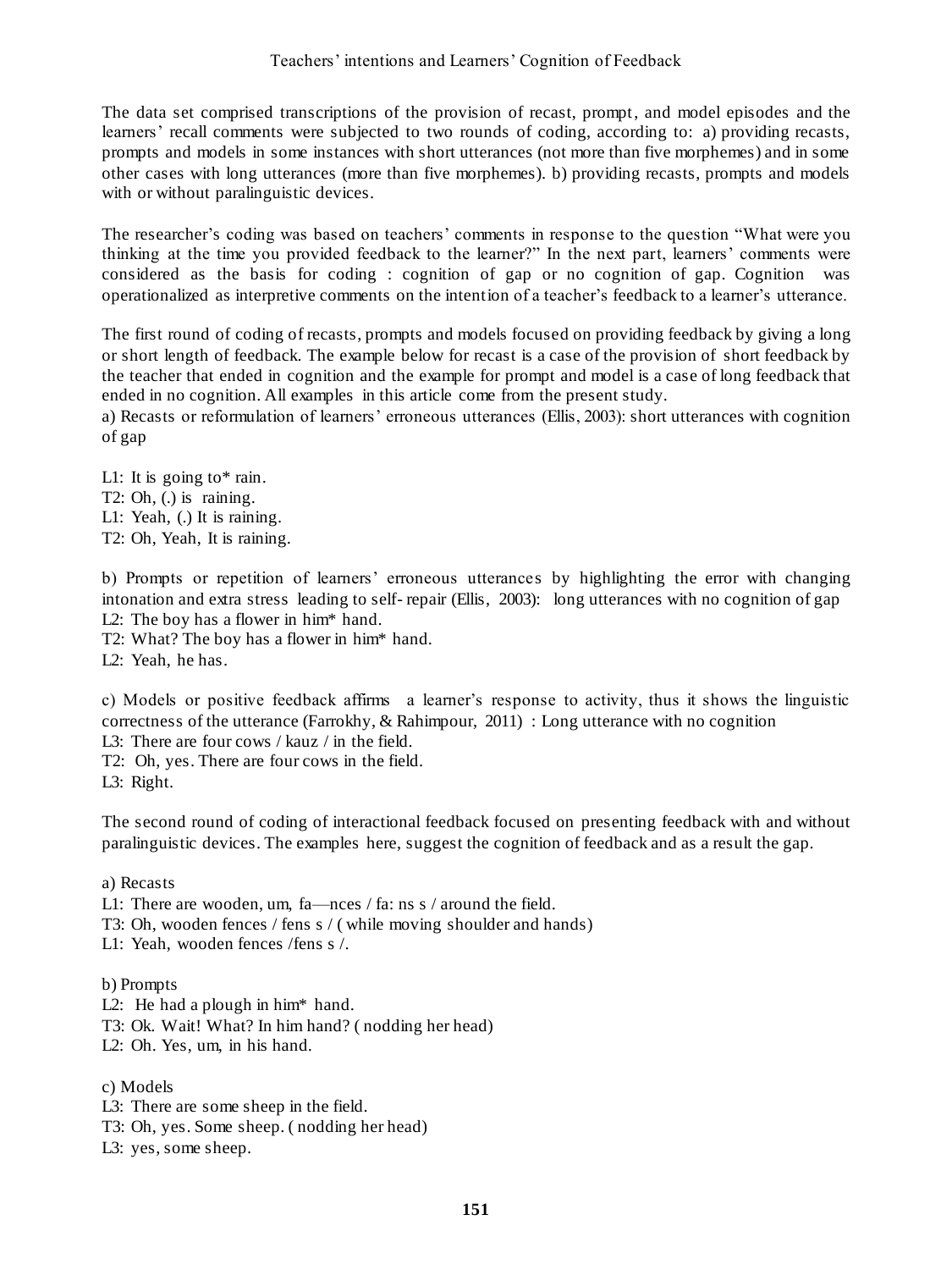The data set comprised transcriptions of the provision of recast, prompt, and model episodes and the learners' recall comments were subjected to two rounds of coding, according to: a) providing recasts, prompts and models in some instances with short utterances (not more than five morphemes) and in some other cases with long utterances (more than five morphemes). b) providing recasts, prompts and models with or without paralinguistic devices.

The researcher's coding was based on teachers' comments in response to the question "What were you thinking at the time you provided feedback to the learner?" In the next part, learners' comments were considered as the basis for coding : cognition of gap or no cognition of gap. Cognition was operationalized as interpretive comments on the intention of a teacher's feedback to a learner's utterance.

The first round of coding of recasts, prompts and models focused on providing feedback by giving a long or short length of feedback. The example below for recast is a case of the provision of short feedback by the teacher that ended in cognition and the example for prompt and model is a case of long feedback that ended in no cognition. All examples in this article come from the present study.

a) Recasts or reformulation of learners' erroneous utterances (Ellis, 2003): short utterances with cognition of gap

L1: It is going to* rain.
T2: Oh, (.) is raining.
L1: Yeah, (.) It is raining.
T2: Oh, Yeah, It is raining.

b) Prompts or repetition of learners' erroneous utterances by highlighting the error with changing intonation and extra stress leading to self- repair (Ellis, 2003): long utterances with no cognition of gap
L2: The boy has a flower in him* hand.
T2: What? The boy has a flower in him* hand.
L2: Yeah, he has.

c) Models or positive feedback affirms a learner's response to activity, thus it shows the linguistic correctness of the utterance (Farrokhy, & Rahimpour, 2011) : Long utterance with no cognition
L3: There are four cows / kauz / in the field.
T2: Oh, yes. There are four cows in the field.
L3: Right.

The second round of coding of interactional feedback focused on presenting feedback with and without paralinguistic devices. The examples here, suggest the cognition of feedback and as a result the gap.

a) Recasts
L1: There are wooden, um, fa—nces / fa: ns s / around the field.
T3: Oh, wooden fences / fens s / ( while moving shoulder and hands)
L1: Yeah, wooden fences /fens s /.

b) Prompts
L2: He had a plough in him* hand.
T3: Ok. Wait! What? In him hand? ( nodding her head)
L2: Oh. Yes, um, in his hand.

c) Models
L3: There are some sheep in the field.
T3: Oh, yes. Some sheep. ( nodding her head)
L3: yes, some sheep.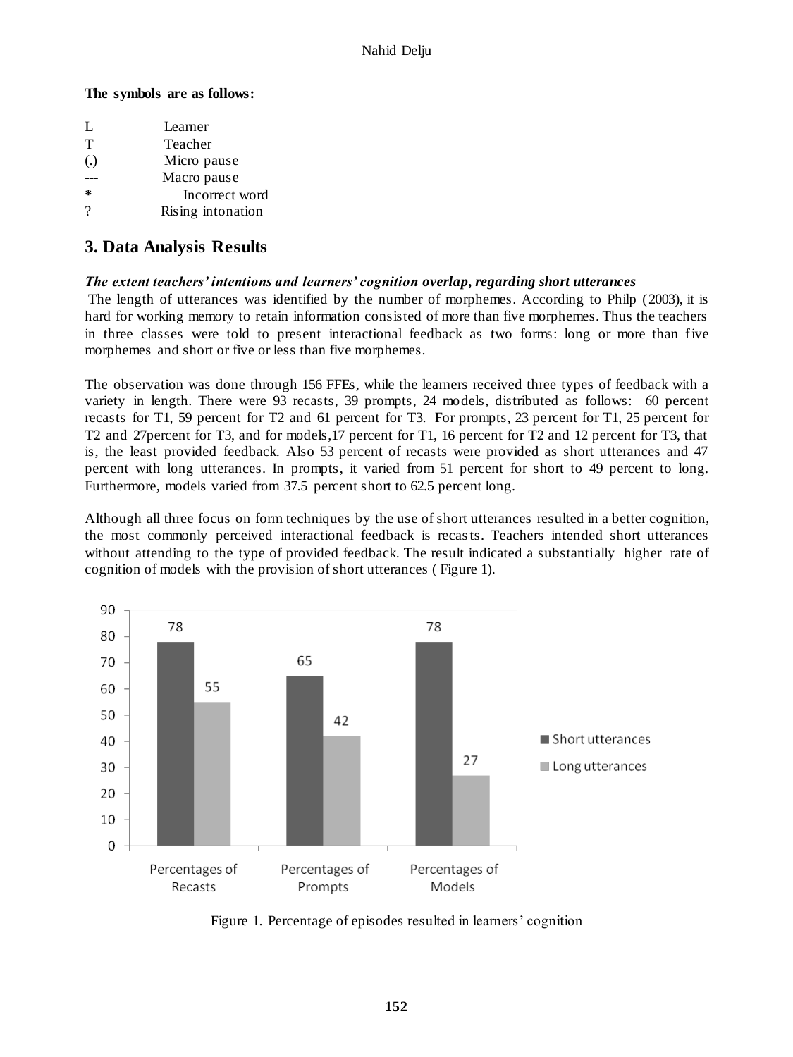**The symbols are as follows:**

| | |
|---|---|
| L | Learner |
| T | Teacher |
| (.) | Micro pause |
| --- | Macro pause |
| * | Incorrect word |
| ? | Rising intonation |

## 3. Data Analysis Results

***The extent teachers' intentions and learners' cognition overlap, regarding short utterances***

The length of utterances was identified by the number of morphemes. According to Philp (2003), it is hard for working memory to retain information consisted of more than five morphemes. Thus the teachers in three classes were told to present interactional feedback as two forms: long or more than five morphemes and short or five or less than five morphemes.

The observation was done through 156 FFEs, while the learners received three types of feedback with a variety in length. There were 93 recasts, 39 prompts, 24 models, distributed as follows: 60 percent recasts for T1, 59 percent for T2 and 61 percent for T3. For prompts, 23 percent for T1, 25 percent for T2 and 27percent for T3, and for models,17 percent for T1, 16 percent for T2 and 12 percent for T3, that is, the least provided feedback. Also 53 percent of recasts were provided as short utterances and 47 percent with long utterances. In prompts, it varied from 51 percent for short to 49 percent to long. Furthermore, models varied from 37.5 percent short to 62.5 percent long.

Although all three focus on form techniques by the use of short utterances resulted in a better cognition, the most commonly perceived interactional feedback is recasts. Teachers intended short utterances without attending to the type of provided feedback. The result indicated a substantially higher rate of cognition of models with the provision of short utterances ( Figure 1).

| | Short utterances | Long utterances |
|---|---|---|
| Percentages of Recasts | 78 | 55 |
| Percentages of Prompts | 65 | 42 |
| Percentages of Models | 78 | 27 |

Figure 1. Percentage of episodes resulted in learners' cognition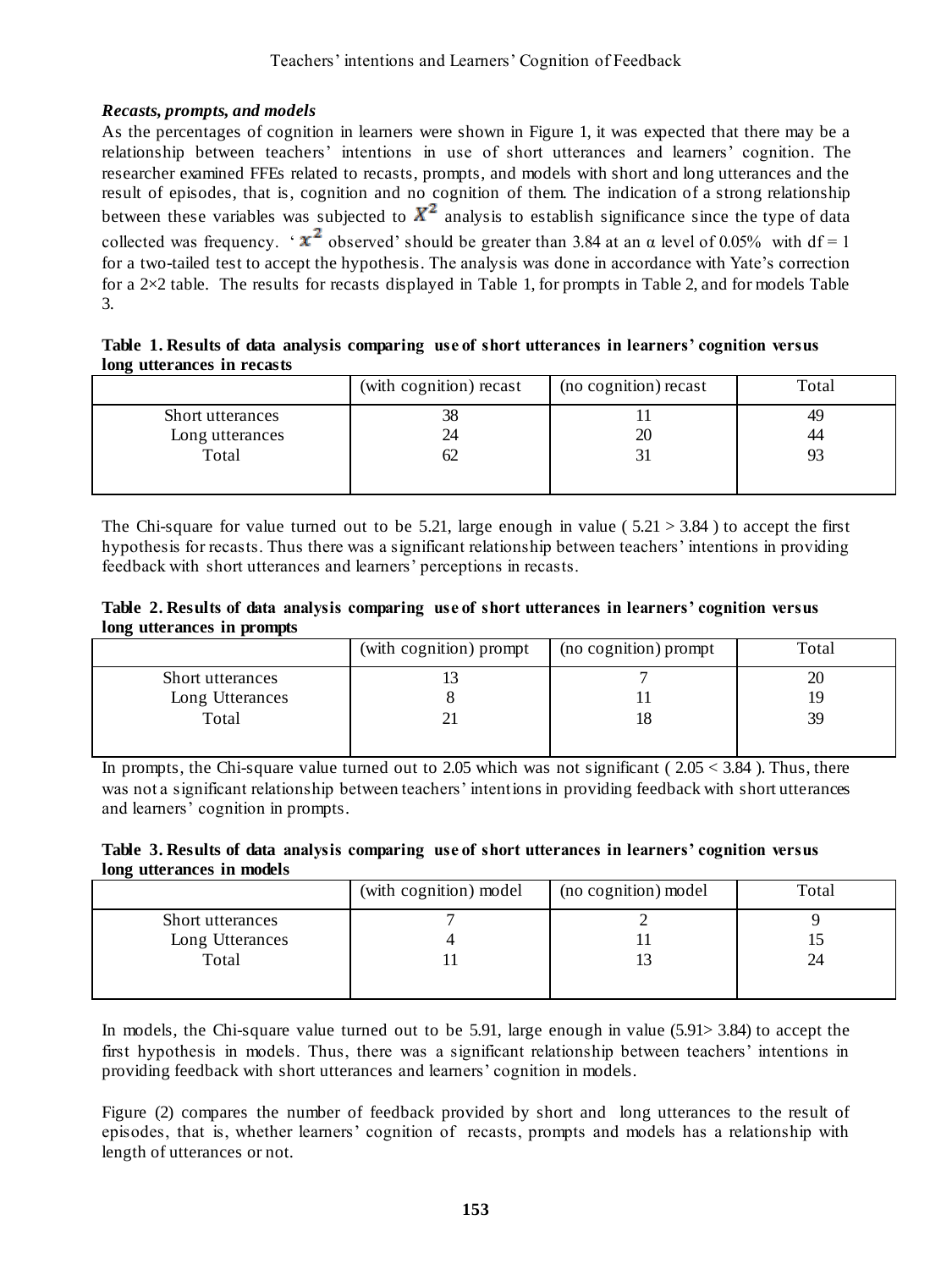### *Recasts, prompts, and models*

As the percentages of cognition in learners were shown in Figure 1, it was expected that there may be a relationship between teachers' intentions in use of short utterances and learners' cognition. The researcher examined FFEs related to recasts, prompts, and models with short and long utterances and the result of episodes, that is, cognition and no cognition of them. The indication of a strong relationship between these variables was subjected to $X^2$ analysis to establish significance since the type of data collected was frequency. '$x^2$ observed' should be greater than 3.84 at an α level of 0.05% with df = 1 for a two-tailed test to accept the hypothesis. The analysis was done in accordance with Yate's correction for a 2×2 table. The results for recasts displayed in Table 1, for prompts in Table 2, and for models Table 3.

**Table 1. Results of data analysis comparing use of short utterances in learners' cognition versus long utterances in recasts**

| | (with cognition) recast | (no cognition) recast | Total |
|---|---|---|---|
| Short utterances | 38 | 11 | 49 |
| Long utterances | 24 | 20 | 44 |
| Total | 62 | 31 | 93 |

The Chi-square for value turned out to be 5.21, large enough in value ( 5.21 > 3.84 ) to accept the first hypothesis for recasts. Thus there was a significant relationship between teachers' intentions in providing feedback with short utterances and learners' perceptions in recasts.

**Table 2. Results of data analysis comparing use of short utterances in learners' cognition versus long utterances in prompts**

| | (with cognition) prompt | (no cognition) prompt | Total |
|---|---|---|---|
| Short utterances | 13 | 7 | 20 |
| Long Utterances | 8 | 11 | 19 |
| Total | 21 | 18 | 39 |

In prompts, the Chi-square value turned out to 2.05 which was not significant ( 2.05 < 3.84 ). Thus, there was not a significant relationship between teachers' intentions in providing feedback with short utterances and learners' cognition in prompts.

**Table 3. Results of data analysis comparing use of short utterances in learners' cognition versus long utterances in models**

| | (with cognition) model | (no cognition) model | Total |
|---|---|---|---|
| Short utterances | 7 | 2 | 9 |
| Long Utterances | 4 | 11 | 15 |
| Total | 11 | 13 | 24 |

In models, the Chi-square value turned out to be 5.91, large enough in value (5.91> 3.84) to accept the first hypothesis in models. Thus, there was a significant relationship between teachers' intentions in providing feedback with short utterances and learners' cognition in models.

Figure (2) compares the number of feedback provided by short and long utterances to the result of episodes, that is, whether learners' cognition of recasts, prompts and models has a relationship with length of utterances or not.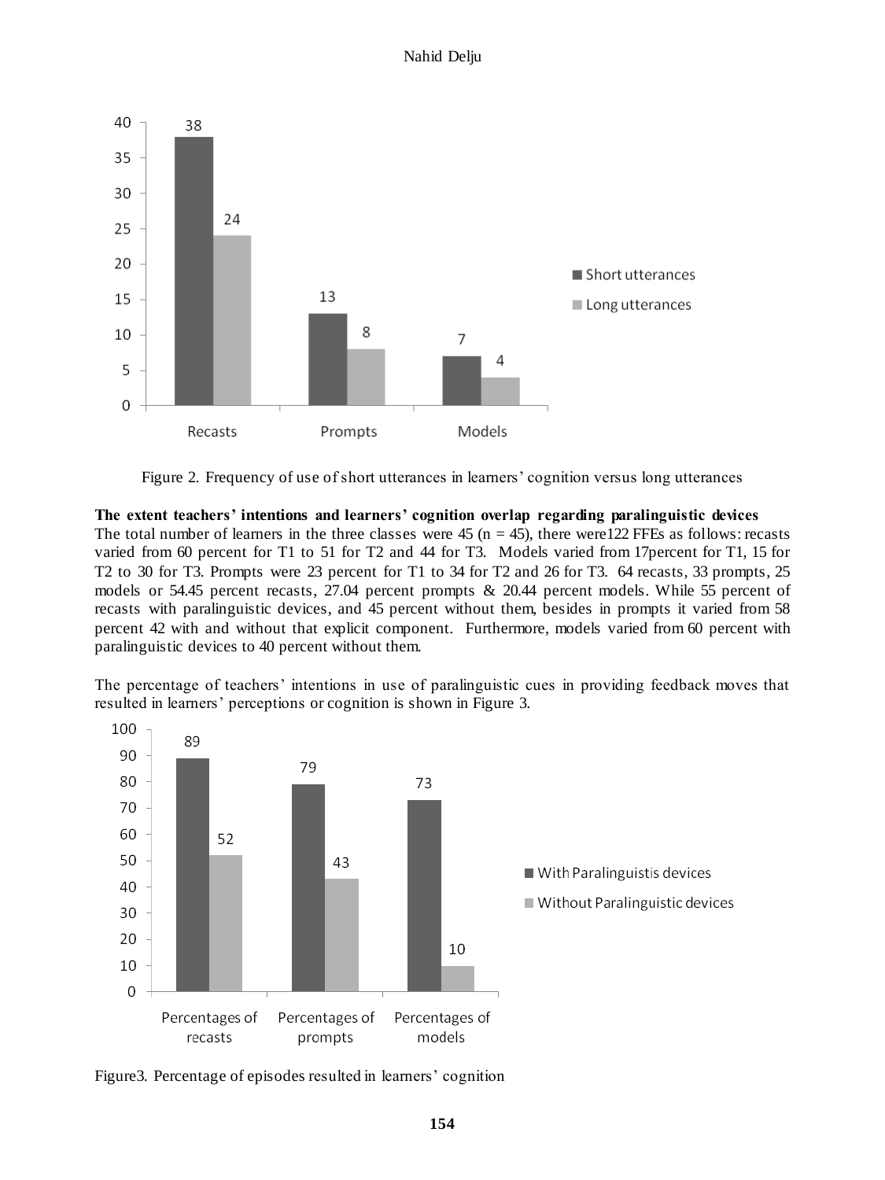Figure 2. Frequency of use of short utterances in learners' cognition versus long utterances

**The extent teachers' intentions and learners' cognition overlap regarding paralinguistic devices**
The total number of learners in the three classes were 45 (n = 45), there were122 FFEs as follows: recasts varied from 60 percent for T1 to 51 for T2 and 44 for T3. Models varied from 17percent for T1, 15 for T2 to 30 for T3. Prompts were 23 percent for T1 to 34 for T2 and 26 for T3. 64 recasts, 33 prompts, 25 models or 54.45 percent recasts, 27.04 percent prompts & 20.44 percent models. While 55 percent of recasts with paralinguistic devices, and 45 percent without them, besides in prompts it varied from 58 percent 42 with and without that explicit component. Furthermore, models varied from 60 percent with paralinguistic devices to 40 percent without them.

The percentage of teachers' intentions in use of paralinguistic cues in providing feedback moves that resulted in learners' perceptions or cognition is shown in Figure 3.

Figure3. Percentage of episodes resulted in learners' cognition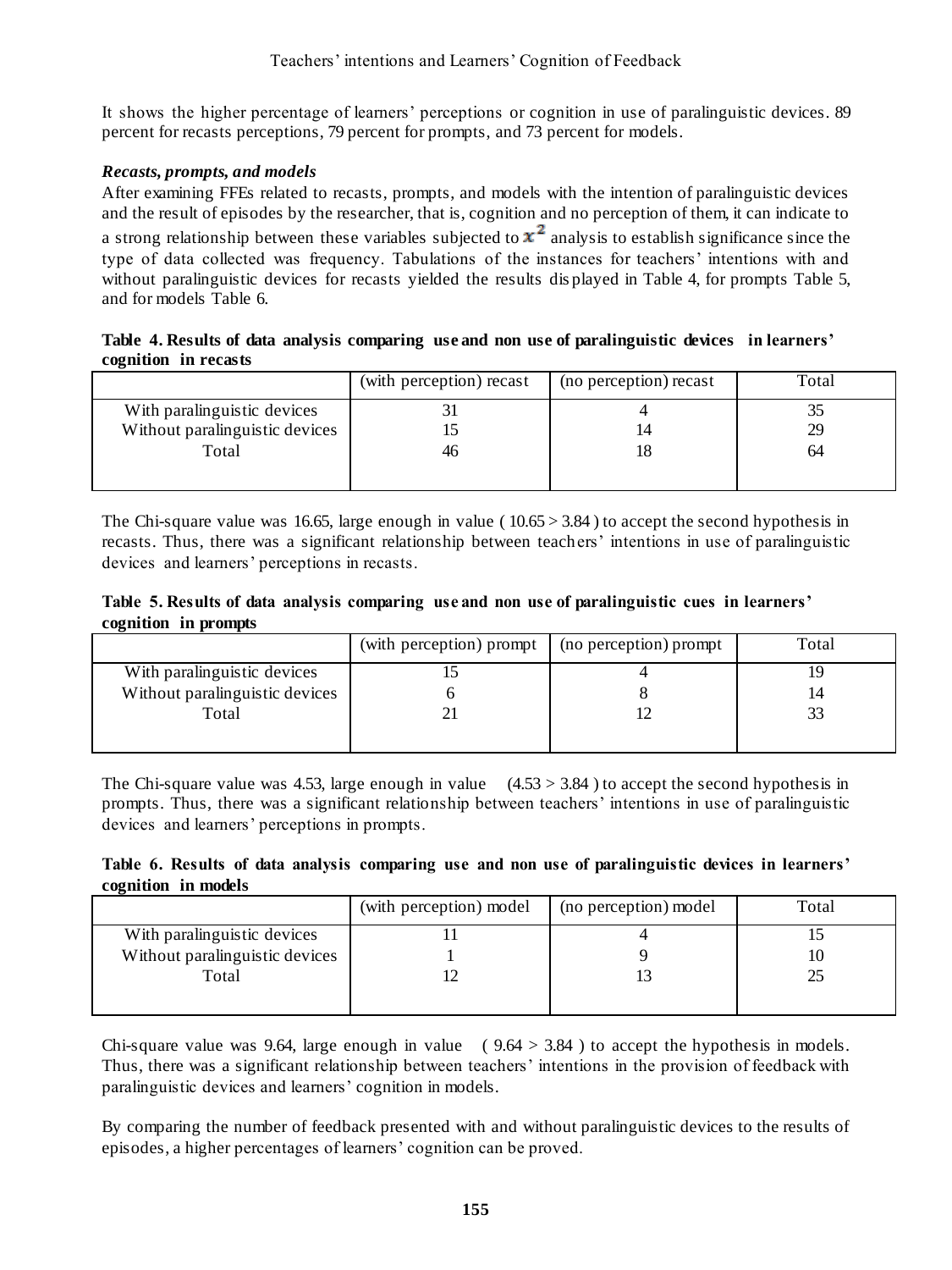It shows the higher percentage of learners' perceptions or cognition in use of paralinguistic devices. 89 percent for recasts perceptions, 79 percent for prompts, and 73 percent for models.

### *Recasts, prompts, and models*

After examining FFEs related to recasts, prompts, and models with the intention of paralinguistic devices and the result of episodes by the researcher, that is, cognition and no perception of them, it can indicate to a strong relationship between these variables subjected to $x^2$ analysis to establish significance since the type of data collected was frequency. Tabulations of the instances for teachers' intentions with and without paralinguistic devices for recasts yielded the results displayed in Table 4, for prompts Table 5, and for models Table 6.

**Table 4. Results of data analysis comparing use and non use of paralinguistic devices in learners' cognition in recasts**

| | (with perception) recast | (no perception) recast | Total |
|---|---|---|---|
| With paralinguistic devices | 31 | 4 | 35 |
| Without paralinguistic devices | 15 | 14 | 29 |
| Total | 46 | 18 | 64 |

The Chi-square value was 16.65, large enough in value ( 10.65 > 3.84 ) to accept the second hypothesis in recasts. Thus, there was a significant relationship between teachers' intentions in use of paralinguistic devices and learners' perceptions in recasts.

**Table 5. Results of data analysis comparing use and non use of paralinguistic cues in learners' cognition in prompts**

| | (with perception) prompt | (no perception) prompt | Total |
|---|---|---|---|
| With paralinguistic devices | 15 | 4 | 19 |
| Without paralinguistic devices | 6 | 8 | 14 |
| Total | 21 | 12 | 33 |

The Chi-square value was 4.53, large enough in value (4.53 > 3.84 ) to accept the second hypothesis in prompts. Thus, there was a significant relationship between teachers' intentions in use of paralinguistic devices and learners' perceptions in prompts.

**Table 6. Results of data analysis comparing use and non use of paralinguistic devices in learners' cognition in models**

| | (with perception) model | (no perception) model | Total |
|---|---|---|---|
| With paralinguistic devices | 11 | 4 | 15 |
| Without paralinguistic devices | 1 | 9 | 10 |
| Total | 12 | 13 | 25 |

Chi-square value was 9.64, large enough in value ( 9.64 > 3.84 ) to accept the hypothesis in models. Thus, there was a significant relationship between teachers' intentions in the provision of feedback with paralinguistic devices and learners' cognition in models.

By comparing the number of feedback presented with and without paralinguistic devices to the results of episodes, a higher percentages of learners' cognition can be proved.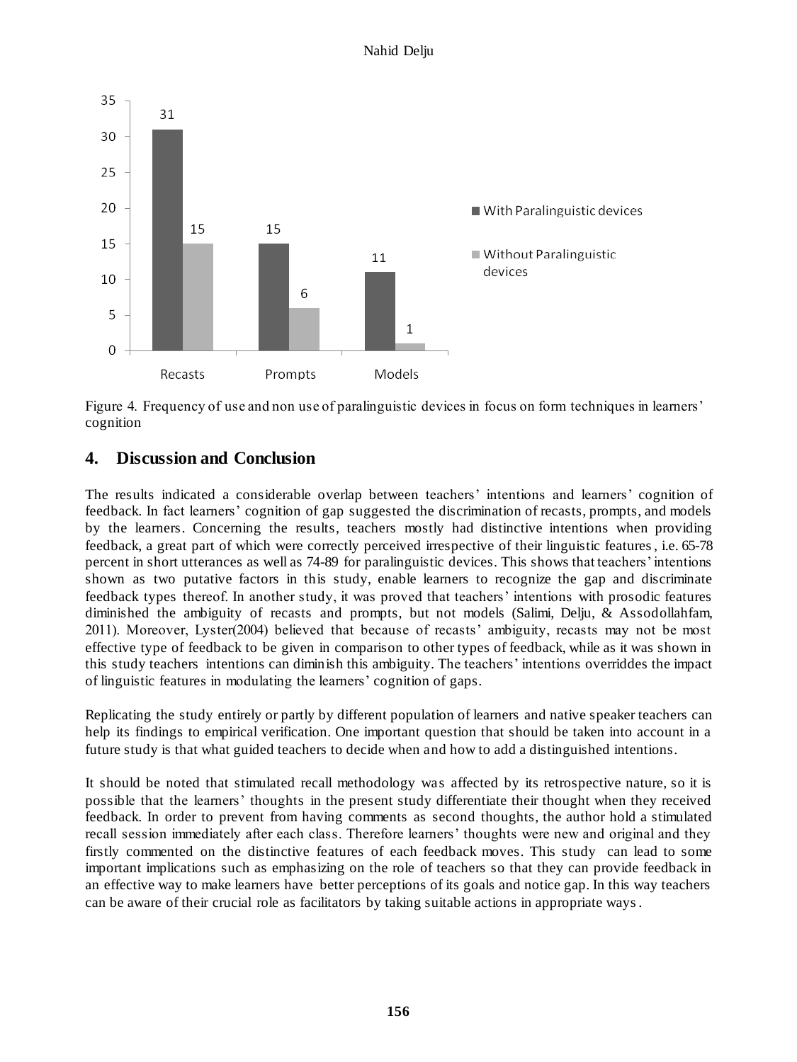| | Recasts | Prompts | Models |
|---|---|---|---|
| With Paralinguistic devices | 31 | 15 | 11 |
| Without Paralinguistic devices | 15 | 6 | 1 |

Figure 4. Frequency of use and non use of paralinguistic devices in focus on form techniques in learners' cognition

## 4. Discussion and Conclusion

The results indicated a considerable overlap between teachers' intentions and learners' cognition of feedback. In fact learners' cognition of gap suggested the discrimination of recasts, prompts, and models by the learners. Concerning the results, teachers mostly had distinctive intentions when providing feedback, a great part of which were correctly perceived irrespective of their linguistic features, i.e. 65-78 percent in short utterances as well as 74-89 for paralinguistic devices. This shows that teachers' intentions shown as two putative factors in this study, enable learners to recognize the gap and discriminate feedback types thereof. In another study, it was proved that teachers' intentions with prosodic features diminished the ambiguity of recasts and prompts, but not models (Salimi, Delju, & Assodollahfam, 2011). Moreover, Lyster(2004) believed that because of recasts' ambiguity, recasts may not be most effective type of feedback to be given in comparison to other types of feedback, while as it was shown in this study teachers intentions can diminish this ambiguity. The teachers' intentions overriddes the impact of linguistic features in modulating the learners' cognition of gaps.

Replicating the study entirely or partly by different population of learners and native speaker teachers can help its findings to empirical verification. One important question that should be taken into account in a future study is that what guided teachers to decide when and how to add a distinguished intentions.

It should be noted that stimulated recall methodology was affected by its retrospective nature, so it is possible that the learners' thoughts in the present study differentiate their thought when they received feedback. In order to prevent from having comments as second thoughts, the author hold a stimulated recall session immediately after each class. Therefore learners' thoughts were new and original and they firstly commented on the distinctive features of each feedback moves. This study can lead to some important implications such as emphasizing on the role of teachers so that they can provide feedback in an effective way to make learners have better perceptions of its goals and notice gap. In this way teachers can be aware of their crucial role as facilitators by taking suitable actions in appropriate ways.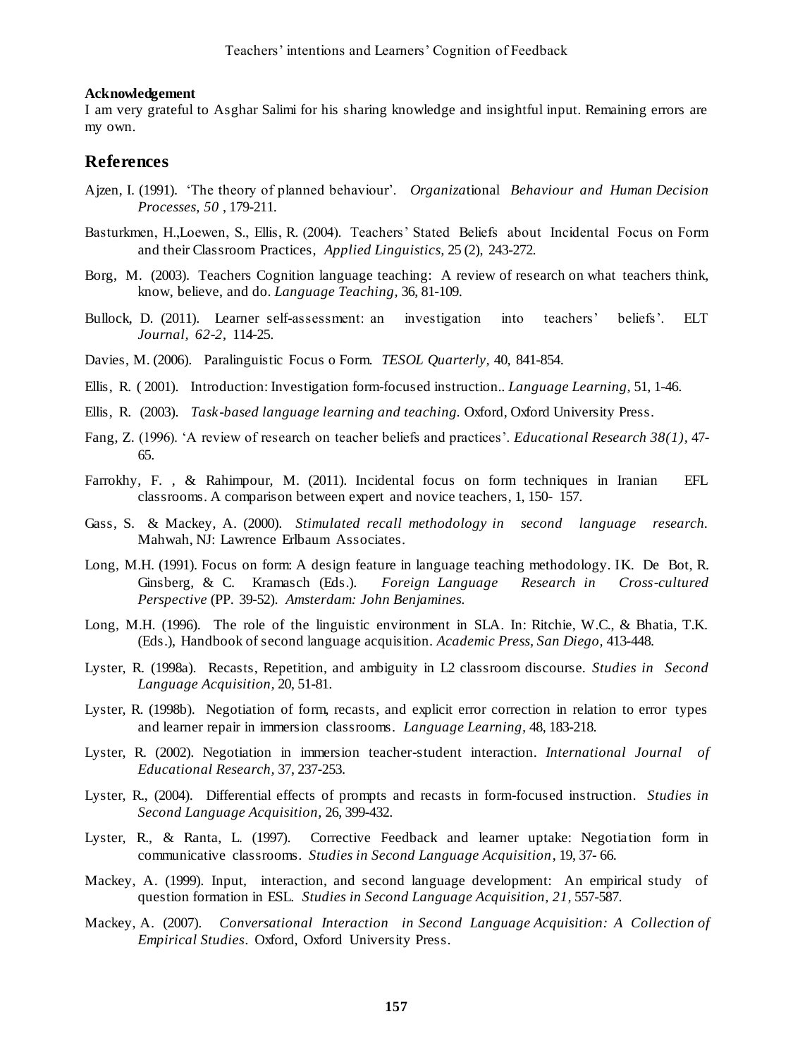**Acknowledgement**

I am very grateful to Asghar Salimi for his sharing knowledge and insightful input. Remaining errors are my own.

## References

Ajzen, I. (1991). 'The theory of planned behaviour'. *Organizational Behaviour and Human Decision Processes, 50*, 179-211.

Basturkmen, H.,Loewen, S., Ellis, R. (2004). Teachers' Stated Beliefs about Incidental Focus on Form and their Classroom Practices, *Applied Linguistics*, 25 (2), 243-272.

Borg, M. (2003). Teachers Cognition language teaching: A review of research on what teachers think, know, believe, and do. *Language Teaching*, 36, 81-109.

Bullock, D. (2011). Learner self-assessment: an investigation into teachers' beliefs'. ELT *Journal, 62-2*, 114-25.

Davies, M. (2006). Paralinguistic Focus o Form. *TESOL Quarterly,* 40, 841-854.

Ellis, R. ( 2001). Introduction: Investigation form-focused instruction.. *Language Learning,* 51, 1-46.

Ellis, R. (2003). *Task-based language learning and teaching.* Oxford, Oxford University Press.

Fang, Z. (1996). 'A review of research on teacher beliefs and practices'. *Educational Research 38(1)*, 47-65.

Farrokhy, F. , & Rahimpour, M. (2011). Incidental focus on form techniques in Iranian EFL classrooms. A comparison between expert and novice teachers, 1, 150- 157.

Gass, S. & Mackey, A. (2000). *Stimulated recall methodology in second language research.* Mahwah, NJ: Lawrence Erlbaum Associates.

Long, M.H. (1991). Focus on form: A design feature in language teaching methodology. IK. De Bot, R. Ginsberg, & C. Kramasch (Eds.). *Foreign Language Research in Cross-cultured Perspective* (PP. 39-52). *Amsterdam: John Benjamines.*

Long, M.H. (1996). The role of the linguistic environment in SLA. In: Ritchie, W.C., & Bhatia, T.K. (Eds.), Handbook of second language acquisition. *Academic Press, San Diego,* 413-448.

Lyster, R. (1998a). Recasts, Repetition, and ambiguity in L2 classroom discourse. *Studies in Second Language Acquisition,* 20, 51-81.

Lyster, R. (1998b). Negotiation of form, recasts, and explicit error correction in relation to error types and learner repair in immersion classrooms. *Language Learning,* 48, 183-218.

Lyster, R. (2002). Negotiation in immersion teacher-student interaction. *International Journal of Educational Research,* 37, 237-253.

Lyster, R., (2004). Differential effects of prompts and recasts in form-focused instruction. *Studies in Second Language Acquisition,* 26, 399-432.

Lyster, R., & Ranta, L. (1997). Corrective Feedback and learner uptake: Negotiation form in communicative classrooms. *Studies in Second Language Acquisition*, 19, 37- 66.

Mackey, A. (1999). Input, interaction, and second language development: An empirical study of question formation in ESL. *Studies in Second Language Acquisition, 21*, 557-587.

Mackey, A. (2007). *Conversational Interaction in Second Language Acquisition: A Collection of Empirical Studies.* Oxford, Oxford University Press.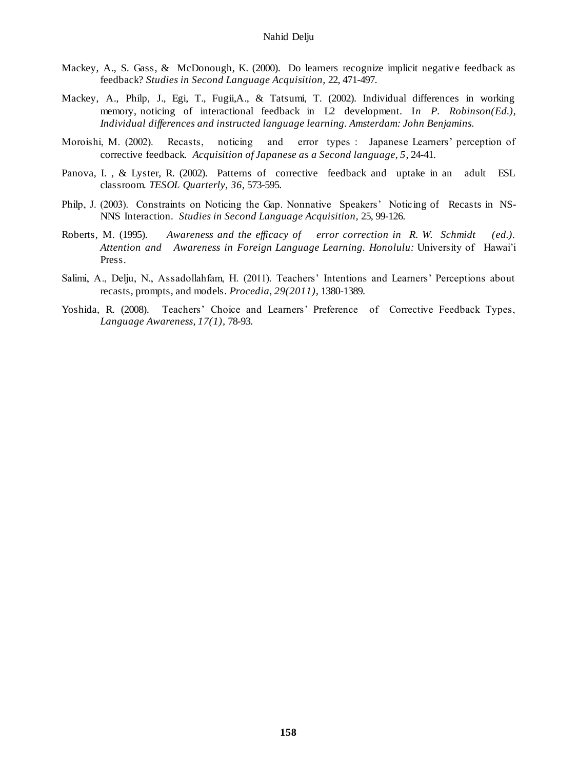Mackey, A., S. Gass, & McDonough, K. (2000). Do learners recognize implicit negative feedback as feedback? *Studies in Second Language Acquisition,* 22, 471-497.

Mackey, A., Philp, J., Egi, T., Fugii,A., & Tatsumi, T. (2002). Individual differences in working memory, noticing of interactional feedback in L2 development. I*n P. Robinson(Ed.), Individual differences and instructed language learning. Amsterdam: John Benjamins.*

Moroishi, M. (2002). Recasts, noticing and error types : Japanese Learners' perception of corrective feedback. *Acquisition of Japanese as a Second language, 5*, 24-41.

Panova, I. , & Lyster, R. (2002). Patterns of corrective feedback and uptake in an adult ESL classroom. *TESOL Quarterly, 36*, 573-595.

Philp, J. (2003). Constraints on Noticing the Gap. Nonnative Speakers' Noticing of Recasts in NS-NNS Interaction. *Studies in Second Language Acquisition,* 25, 99-126.

Roberts, M. (1995). *Awareness and the efficacy of error correction in R. W. Schmidt (ed.). Attention and Awareness in Foreign Language Learning. Honolulu:* University of Hawai'i Press.

Salimi, A., Delju, N., Assadollahfam, H. (2011). Teachers' Intentions and Learners' Perceptions about recasts, prompts, and models. *Procedia, 29(2011),* 1380-1389.

Yoshida, R. (2008). Teachers' Choice and Learners' Preference of Corrective Feedback Types, *Language Awareness, 17(1)*, 78-93.